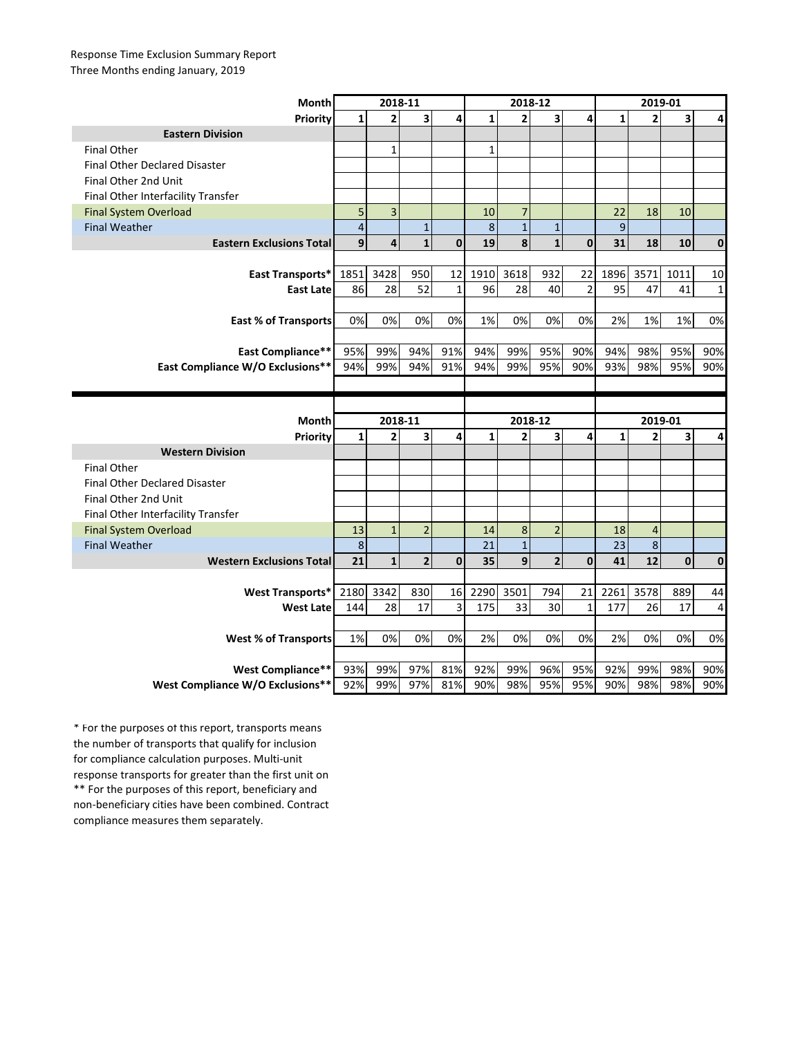Response Time Exclusion Summary Report
Three Months ending January, 2019

| Month | 2018-11 | | | | 2018-12 | | | | 2019-01 | | | |
|---|---|---|---|---|---|---|---|---|---|---|---|---|
| **Priority** | **1** | **2** | **3** | **4** | **1** | **2** | **3** | **4** | **1** | **2** | **3** | **4** |
| **Eastern Division** | | | | | | | | | | | | |
| Final Other | | 1 | | | 1 | | | | | | | |
| Final Other Declared Disaster | | | | | | | | | | | | |
| Final Other 2nd Unit | | | | | | | | | | | | |
| Final Other Interfacility Transfer | | | | | | | | | | | | |
| Final System Overload | 5 | 3 | | | 10 | 7 | | | 22 | 18 | 10 | |
| Final Weather | 4 | | 1 | | 8 | 1 | 1 | | 9 | | | |
| **Eastern Exclusions Total** | **9** | **4** | **1** | **0** | **19** | **8** | **1** | **0** | **31** | **18** | **10** | **0** |
| | | | | | | | | | | | | |
| **East Transports*** | 1851 | 3428 | 950 | 12 | 1910 | 3618 | 932 | 22 | 1896 | 3571 | 1011 | 10 |
| **East Late** | 86 | 28 | 52 | 1 | 96 | 28 | 40 | 2 | 95 | 47 | 41 | 1 |
| | | | | | | | | | | | | |
| **East % of Transports** | 0% | 0% | 0% | 0% | 1% | 0% | 0% | 0% | 2% | 1% | 1% | 0% |
| | | | | | | | | | | | | |
| **East Compliance**** | 95% | 99% | 94% | 91% | 94% | 99% | 95% | 90% | 94% | 98% | 95% | 90% |
| **East Compliance W/O Exclusions**** | 94% | 99% | 94% | 91% | 94% | 99% | 95% | 90% | 93% | 98% | 95% | 90% |

| Month | 2018-11 | | | | 2018-12 | | | | 2019-01 | | | |
|---|---|---|---|---|---|---|---|---|---|---|---|---|
| **Priority** | **1** | **2** | **3** | **4** | **1** | **2** | **3** | **4** | **1** | **2** | **3** | **4** |
| **Western Division** | | | | | | | | | | | | |
| Final Other | | | | | | | | | | | | |
| Final Other Declared Disaster | | | | | | | | | | | | |
| Final Other 2nd Unit | | | | | | | | | | | | |
| Final Other Interfacility Transfer | | | | | | | | | | | | |
| Final System Overload | 13 | 1 | 2 | | 14 | 8 | 2 | | 18 | 4 | | |
| Final Weather | 8 | | | | 21 | 1 | | | 23 | 8 | | |
| **Western Exclusions Total** | **21** | **1** | **2** | **0** | **35** | **9** | **2** | **0** | **41** | **12** | **0** | **0** |
| | | | | | | | | | | | | |
| **West Transports*** | 2180 | 3342 | 830 | 16 | 2290 | 3501 | 794 | 21 | 2261 | 3578 | 889 | 44 |
| **West Late** | 144 | 28 | 17 | 3 | 175 | 33 | 30 | 1 | 177 | 26 | 17 | 4 |
| | | | | | | | | | | | | |
| **West % of Transports** | 1% | 0% | 0% | 0% | 2% | 0% | 0% | 0% | 2% | 0% | 0% | 0% |
| | | | | | | | | | | | | |
| **West Compliance**** | 93% | 99% | 97% | 81% | 92% | 99% | 96% | 95% | 92% | 99% | 98% | 90% |
| **West Compliance W/O Exclusions**** | 92% | 99% | 97% | 81% | 90% | 98% | 95% | 95% | 90% | 98% | 98% | 90% |

* For the purposes of this report, transports means the number of transports that qualify for inclusion for compliance calculation purposes. Multi-unit response transports for greater than the first unit on

** For the purposes of this report, beneficiary and non-beneficiary cities have been combined. Contract compliance measures them separately.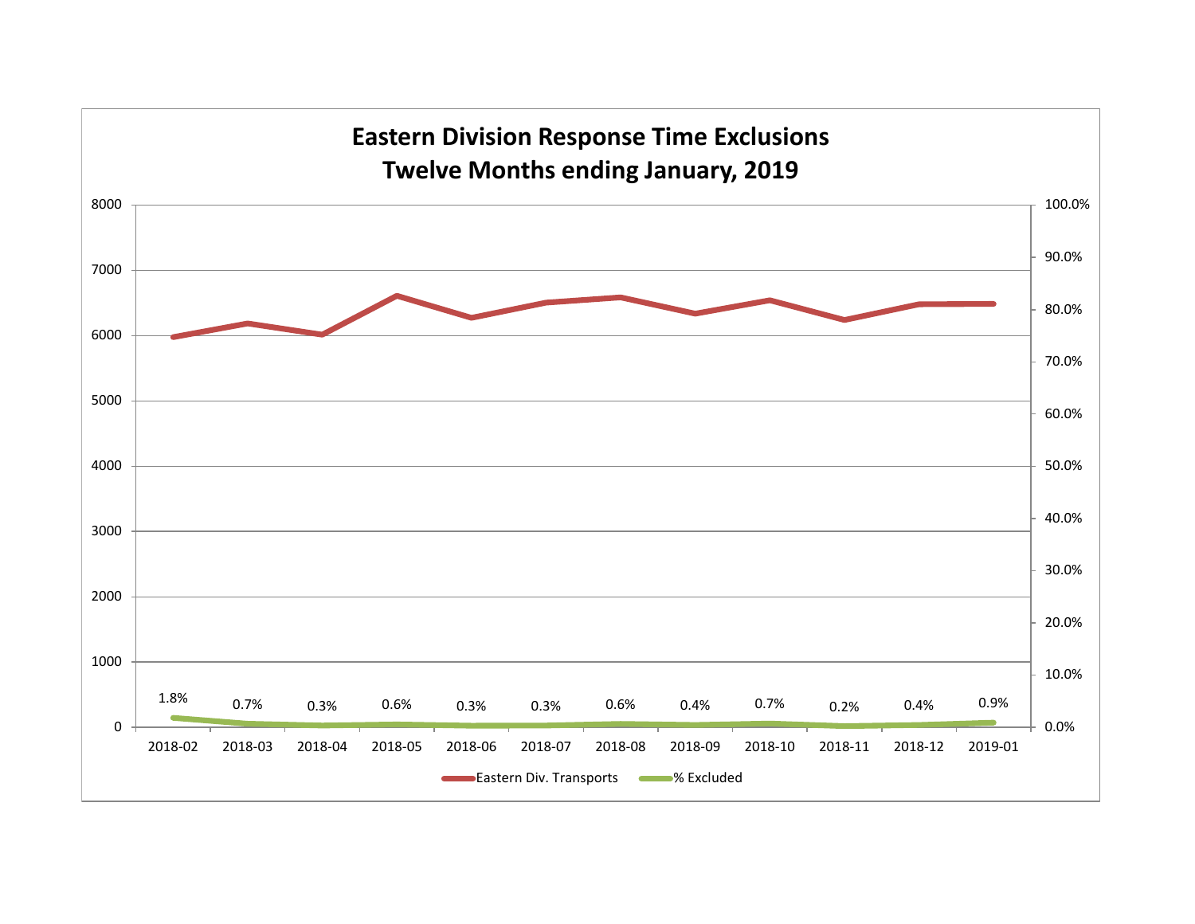# Eastern Division Response Time Exclusions

## Twelve Months ending January, 2019

| Month | % Excluded |
|---|---|
| 2018-02 | 1.8% |
| 2018-03 | 0.7% |
| 2018-04 | 0.3% |
| 2018-05 | 0.6% |
| 2018-06 | 0.3% |
| 2018-07 | 0.3% |
| 2018-08 | 0.6% |
| 2018-09 | 0.4% |
| 2018-10 | 0.7% |
| 2018-11 | 0.2% |
| 2018-12 | 0.4% |
| 2019-01 | 0.9% |

Eastern Div. Transports    % Excluded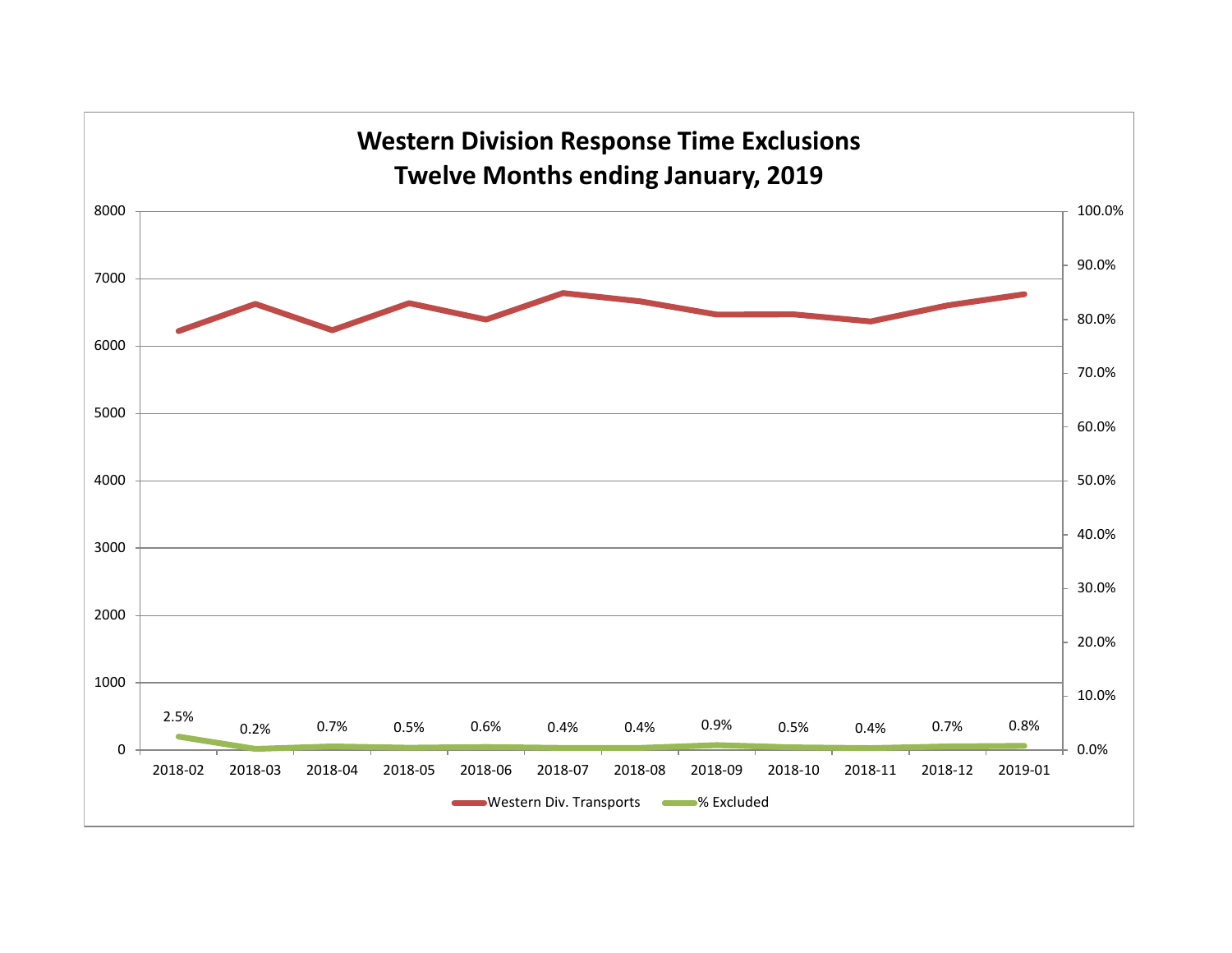**Western Division Response Time Exclusions**
**Twelve Months ending January, 2019**

8000
7000
6000
5000
4000
3000
2000
1000
0

100.0%
90.0%
80.0%
70.0%
60.0%
50.0%
40.0%
30.0%
20.0%
10.0%
0.0%

2.5%
0.2%
0.7%
0.5%
0.6%
0.4%
0.4%
0.9%
0.5%
0.4%
0.7%
0.8%

2018-02
2018-03
2018-04
2018-05
2018-06
2018-07
2018-08
2018-09
2018-10
2018-11
2018-12
2019-01

Western Div. Transports
% Excluded